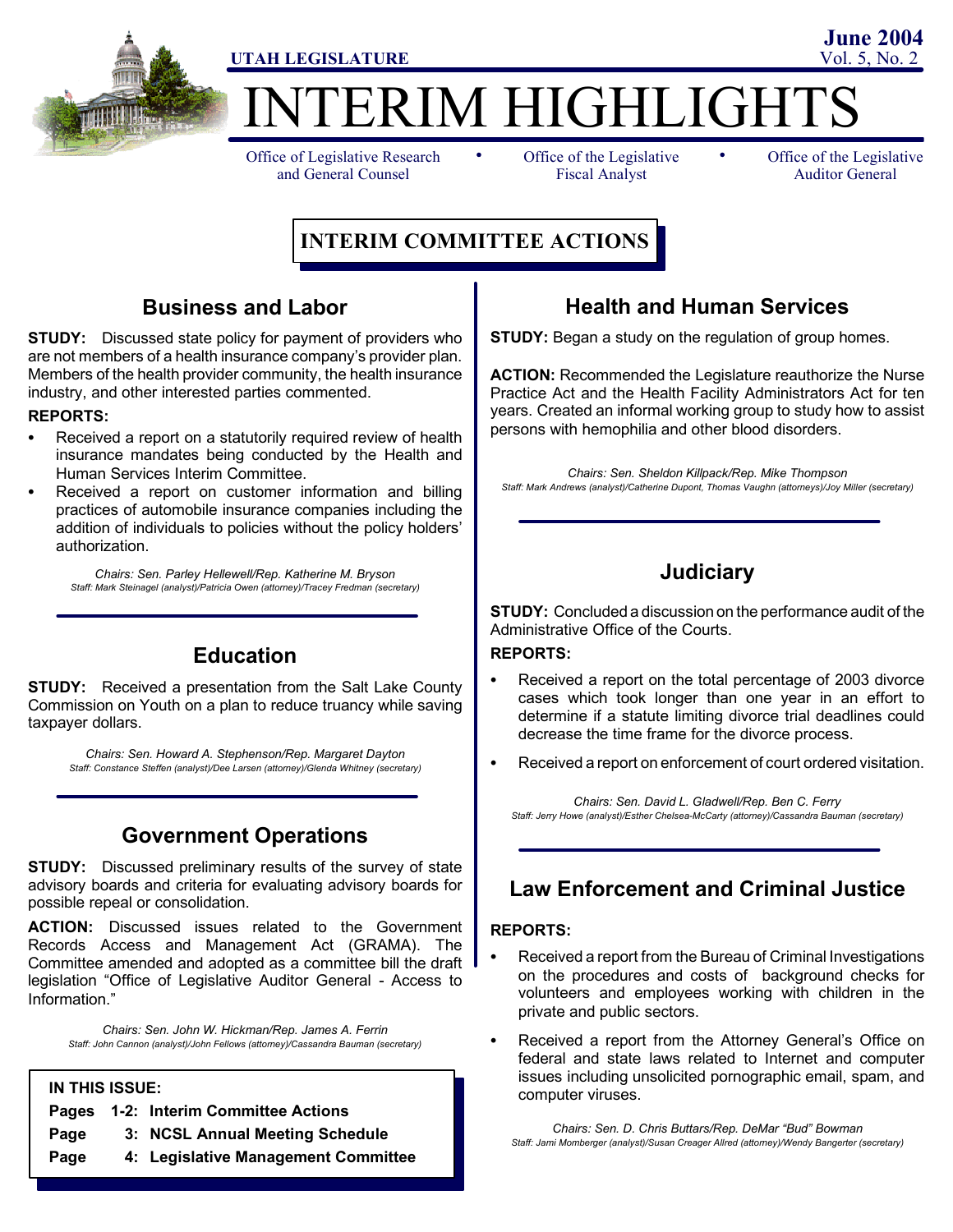UTAH LEGISLATURE

June 2004
Vol. 5, No. 2

# INTERIM HIGHLIGHTS

Office of Legislative Research and General Counsel • Office of the Legislative Fiscal Analyst • Office of the Legislative Auditor General

## INTERIM COMMITTEE ACTIONS

### Business and Labor

**STUDY:** Discussed state policy for payment of providers who are not members of a health insurance company's provider plan. Members of the health provider community, the health insurance industry, and other interested parties commented.

**REPORTS:**

- Received a report on a statutorily required review of health insurance mandates being conducted by the Health and Human Services Interim Committee.
- Received a report on customer information and billing practices of automobile insurance companies including the addition of individuals to policies without the policy holders' authorization.

*Chairs: Sen. Parley Hellewell/Rep. Katherine M. Bryson*
*Staff: Mark Steinagel (analyst)/Patricia Owen (attorney)/Tracey Fredman (secretary)*

### Education

**STUDY:** Received a presentation from the Salt Lake County Commission on Youth on a plan to reduce truancy while saving taxpayer dollars.

*Chairs: Sen. Howard A. Stephenson/Rep. Margaret Dayton*
*Staff: Constance Steffen (analyst)/Dee Larsen (attorney)/Glenda Whitney (secretary)*

### Government Operations

**STUDY:** Discussed preliminary results of the survey of state advisory boards and criteria for evaluating advisory boards for possible repeal or consolidation.

**ACTION:** Discussed issues related to the Government Records Access and Management Act (GRAMA). The Committee amended and adopted as a committee bill the draft legislation "Office of Legislative Auditor General - Access to Information."

*Chairs: Sen. John W. Hickman/Rep. James A. Ferrin*
*Staff: John Cannon (analyst)/John Fellows (attorney)/Cassandra Bauman (secretary)*

**IN THIS ISSUE:**

**Pages 1-2: Interim Committee Actions**
**Page 3: NCSL Annual Meeting Schedule**
**Page 4: Legislative Management Committee**

### Health and Human Services

**STUDY:** Began a study on the regulation of group homes.

**ACTION:** Recommended the Legislature reauthorize the Nurse Practice Act and the Health Facility Administrators Act for ten years. Created an informal working group to study how to assist persons with hemophilia and other blood disorders.

*Chairs: Sen. Sheldon Killpack/Rep. Mike Thompson*
*Staff: Mark Andrews (analyst)/Catherine Dupont, Thomas Vaughn (attorneys)/Joy Miller (secretary)*

### Judiciary

**STUDY:** Concluded a discussion on the performance audit of the Administrative Office of the Courts.

**REPORTS:**

- Received a report on the total percentage of 2003 divorce cases which took longer than one year in an effort to determine if a statute limiting divorce trial deadlines could decrease the time frame for the divorce process.
- Received a report on enforcement of court ordered visitation.

*Chairs: Sen. David L. Gladwell/Rep. Ben C. Ferry*
*Staff: Jerry Howe (analyst)/Esther Chelsea-McCarty (attorney)/Cassandra Bauman (secretary)*

### Law Enforcement and Criminal Justice

**REPORTS:**

- Received a report from the Bureau of Criminal Investigations on the procedures and costs of background checks for volunteers and employees working with children in the private and public sectors.
- Received a report from the Attorney General's Office on federal and state laws related to Internet and computer issues including unsolicited pornographic email, spam, and computer viruses.

*Chairs: Sen. D. Chris Buttars/Rep. DeMar "Bud" Bowman*
*Staff: Jami Momberger (analyst)/Susan Creager Allred (attorney)/Wendy Bangerter (secretary)*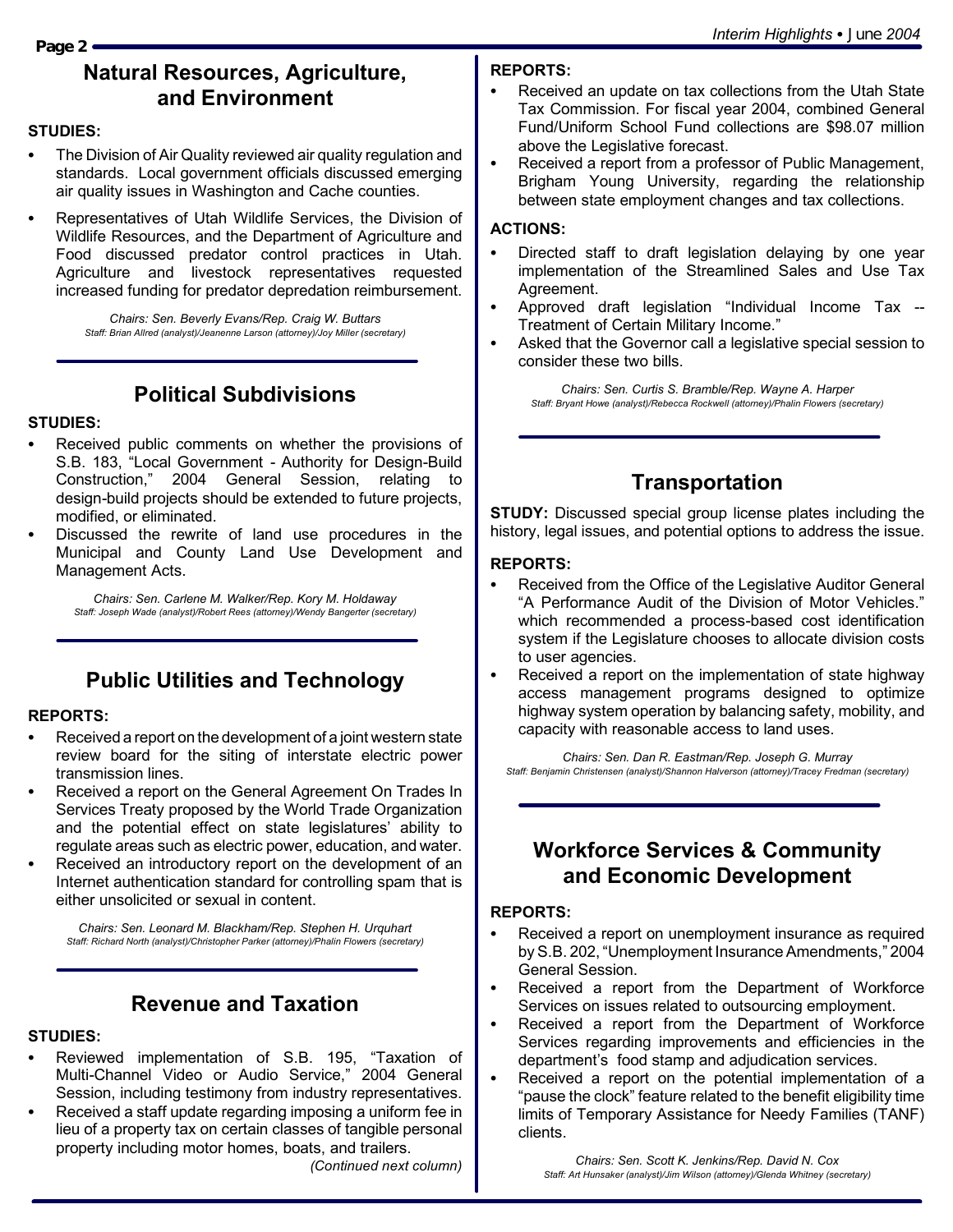## Natural Resources, Agriculture, and Environment

**STUDIES:**

- The Division of Air Quality reviewed air quality regulation and standards. Local government officials discussed emerging air quality issues in Washington and Cache counties.
- Representatives of Utah Wildlife Services, the Division of Wildlife Resources, and the Department of Agriculture and Food discussed predator control practices in Utah. Agriculture and livestock representatives requested increased funding for predator depredation reimbursement.

*Chairs: Sen. Beverly Evans/Rep. Craig W. Buttars*
*Staff: Brian Allred (analyst)/Jeanenne Larson (attorney)/Joy Miller (secretary)*

## Political Subdivisions

**STUDIES:**

- Received public comments on whether the provisions of S.B. 183, "Local Government - Authority for Design-Build Construction," 2004 General Session, relating to design-build projects should be extended to future projects, modified, or eliminated.
- Discussed the rewrite of land use procedures in the Municipal and County Land Use Development and Management Acts.

*Chairs: Sen. Carlene M. Walker/Rep. Kory M. Holdaway*
*Staff: Joseph Wade (analyst)/Robert Rees (attorney)/Wendy Bangerter (secretary)*

## Public Utilities and Technology

**REPORTS:**

- Received a report on the development of a joint western state review board for the siting of interstate electric power transmission lines.
- Received a report on the General Agreement On Trades In Services Treaty proposed by the World Trade Organization and the potential effect on state legislatures' ability to regulate areas such as electric power, education, and water.
- Received an introductory report on the development of an Internet authentication standard for controlling spam that is either unsolicited or sexual in content.

*Chairs: Sen. Leonard M. Blackham/Rep. Stephen H. Urquhart*
*Staff: Richard North (analyst)/Christopher Parker (attorney)/Phalin Flowers (secretary)*

## Revenue and Taxation

**STUDIES:**

- Reviewed implementation of S.B. 195, "Taxation of Multi-Channel Video or Audio Service," 2004 General Session, including testimony from industry representatives.
- Received a staff update regarding imposing a uniform fee in lieu of a property tax on certain classes of tangible personal property including motor homes, boats, and trailers.

**REPORTS:**

- Received an update on tax collections from the Utah State Tax Commission. For fiscal year 2004, combined General Fund/Uniform School Fund collections are $98.07 million above the Legislative forecast.
- Received a report from a professor of Public Management, Brigham Young University, regarding the relationship between state employment changes and tax collections.

**ACTIONS:**

- Directed staff to draft legislation delaying by one year implementation of the Streamlined Sales and Use Tax Agreement.
- Approved draft legislation "Individual Income Tax -- Treatment of Certain Military Income."
- Asked that the Governor call a legislative special session to consider these two bills.

*Chairs: Sen. Curtis S. Bramble/Rep. Wayne A. Harper*
*Staff: Bryant Howe (analyst)/Rebecca Rockwell (attorney)/Phalin Flowers (secretary)*

## Transportation

**STUDY:** Discussed special group license plates including the history, legal issues, and potential options to address the issue.

**REPORTS:**

- Received from the Office of the Legislative Auditor General "A Performance Audit of the Division of Motor Vehicles." which recommended a process-based cost identification system if the Legislature chooses to allocate division costs to user agencies.
- Received a report on the implementation of state highway access management programs designed to optimize highway system operation by balancing safety, mobility, and capacity with reasonable access to land uses.

*Chairs: Sen. Dan R. Eastman/Rep. Joseph G. Murray*
*Staff: Benjamin Christensen (analyst)/Shannon Halverson (attorney)/Tracey Fredman (secretary)*

## Workforce Services & Community and Economic Development

**REPORTS:**

- Received a report on unemployment insurance as required by S.B. 202, "Unemployment Insurance Amendments," 2004 General Session.
- Received a report from the Department of Workforce Services on issues related to outsourcing employment.
- Received a report from the Department of Workforce Services regarding improvements and efficiencies in the department's food stamp and adjudication services.
- Received a report on the potential implementation of a "pause the clock" feature related to the benefit eligibility time limits of Temporary Assistance for Needy Families (TANF) clients.

*Chairs: Sen. Scott K. Jenkins/Rep. David N. Cox*
*Staff: Art Hunsaker (analyst)/Jim Wilson (attorney)/Glenda Whitney (secretary)*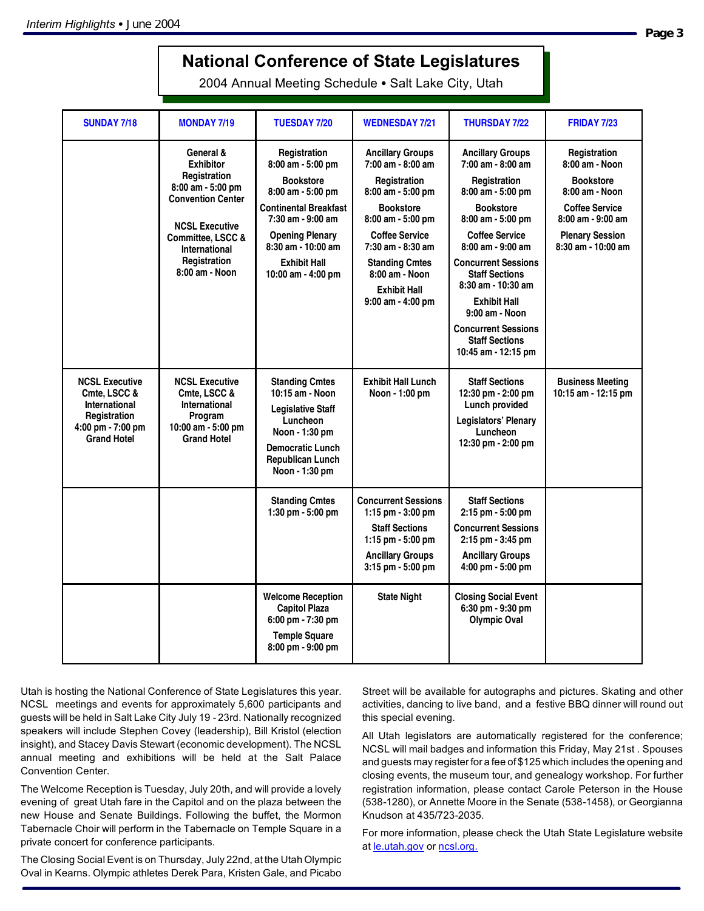# National Conference of State Legislatures

2004 Annual Meeting Schedule • Salt Lake City, Utah

| SUNDAY 7/18 | MONDAY 7/19 | TUESDAY 7/20 | WEDNESDAY 7/21 | THURSDAY 7/22 | FRIDAY 7/23 |
|---|---|---|---|---|---|
| | General & Exhibitor Registration 8:00 am - 5:00 pm Convention Center<br><br>NCSL Executive Committee, LSCC & International Registration 8:00 am - Noon | Registration 8:00 am - 5:00 pm<br>Bookstore 8:00 am - 5:00 pm<br>Continental Breakfast 7:30 am - 9:00 am<br>Opening Plenary 8:30 am - 10:00 am<br>Exhibit Hall 10:00 am - 4:00 pm | Ancillary Groups 7:00 am - 8:00 am<br>Registration 8:00 am - 5:00 pm<br>Bookstore 8:00 am - 5:00 pm<br>Coffee Service 7:30 am - 8:30 am<br>Standing Cmtes 8:00 am - Noon<br>Exhibit Hall 9:00 am - 4:00 pm | Ancillary Groups 7:00 am - 8:00 am<br>Registration 8:00 am - 5:00 pm<br>Bookstore 8:00 am - 5:00 pm<br>Coffee Service 8:00 am - 9:00 am<br>Concurrent Sessions Staff Sections 8:30 am - 10:30 am<br>Exhibit Hall 9:00 am - Noon<br>Concurrent Sessions Staff Sections 10:45 am - 12:15 pm | Registration 8:00 am - Noon<br>Bookstore 8:00 am - Noon<br>Coffee Service 8:00 am - 9:00 am<br>Plenary Session 8:30 am - 10:00 am |
| NCSL Executive Cmte, LSCC & International Registration 4:00 pm - 7:00 pm Grand Hotel | NCSL Executive Cmte, LSCC & International Program 10:00 am - 5:00 pm Grand Hotel | Standing Cmtes 10:15 am - Noon<br>Legislative Staff Luncheon Noon - 1:30 pm<br>Democratic Lunch Republican Lunch Noon - 1:30 pm | Exhibit Hall Lunch Noon - 1:00 pm | Staff Sections 12:30 pm - 2:00 pm Lunch provided<br>Legislators' Plenary Luncheon 12:30 pm - 2:00 pm | Business Meeting 10:15 am - 12:15 pm |
| | | Standing Cmtes 1:30 pm - 5:00 pm | Concurrent Sessions 1:15 pm - 3:00 pm<br>Staff Sections 1:15 pm - 5:00 pm<br>Ancillary Groups 3:15 pm - 5:00 pm | Staff Sections 2:15 pm - 5:00 pm<br>Concurrent Sessions 2:15 pm - 3:45 pm<br>Ancillary Groups 4:00 pm - 5:00 pm | |
| | | Welcome Reception Capitol Plaza 6:00 pm - 7:30 pm<br>Temple Square 8:00 pm - 9:00 pm | State Night | Closing Social Event 6:30 pm - 9:30 pm Olympic Oval | |

Utah is hosting the National Conference of State Legislatures this year. NCSL meetings and events for approximately 5,600 participants and guests will be held in Salt Lake City July 19 - 23rd. Nationally recognized speakers will include Stephen Covey (leadership), Bill Kristol (election insight), and Stacey Davis Stewart (economic development). The NCSL annual meeting and exhibitions will be held at the Salt Palace Convention Center.

The Welcome Reception is Tuesday, July 20th, and will provide a lovely evening of great Utah fare in the Capitol and on the plaza between the new House and Senate Buildings. Following the buffet, the Mormon Tabernacle Choir will perform in the Tabernacle on Temple Square in a private concert for conference participants.

The Closing Social Event is on Thursday, July 22nd, at the Utah Olympic Oval in Kearns. Olympic athletes Derek Para, Kristen Gale, and Picabo Street will be available for autographs and pictures. Skating and other activities, dancing to live band, and a festive BBQ dinner will round out this special evening.

All Utah legislators are automatically registered for the conference; NCSL will mail badges and information this Friday, May 21st . Spouses and guests may register for a fee of $125 which includes the opening and closing events, the museum tour, and genealogy workshop. For further registration information, please contact Carole Peterson in the House (538-1280), or Annette Moore in the Senate (538-1458), or Georgianna Knudson at 435/723-2035.

For more information, please check the Utah State Legislature website at [le.utah.gov](le.utah.gov) or [ncsl.org.](ncsl.org)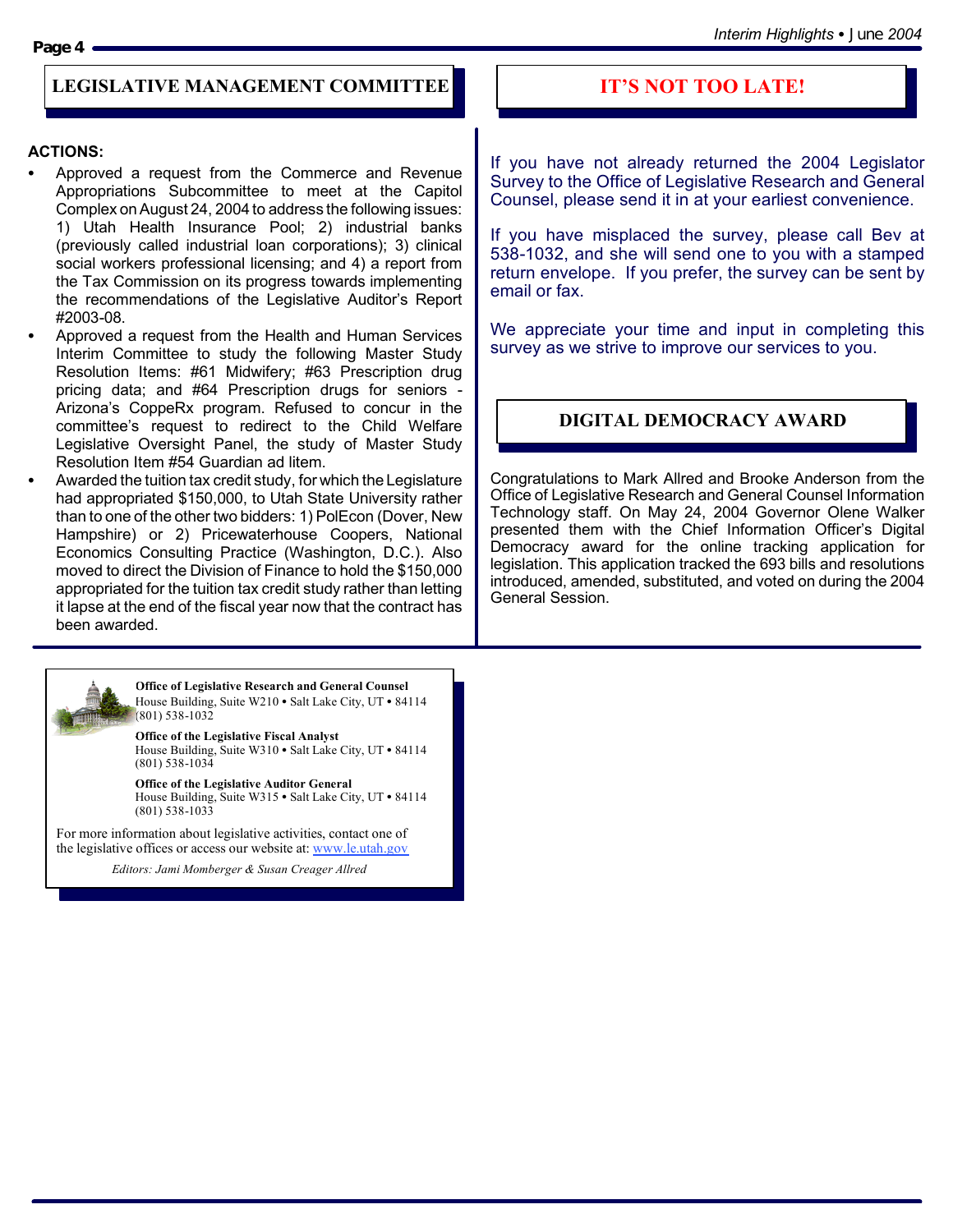## LEGISLATIVE MANAGEMENT COMMITTEE

**ACTIONS:**

- Approved a request from the Commerce and Revenue Appropriations Subcommittee to meet at the Capitol Complex on August 24, 2004 to address the following issues: 1) Utah Health Insurance Pool; 2) industrial banks (previously called industrial loan corporations); 3) clinical social workers professional licensing; and 4) a report from the Tax Commission on its progress towards implementing the recommendations of the Legislative Auditor's Report #2003-08.
- Approved a request from the Health and Human Services Interim Committee to study the following Master Study Resolution Items: #61 Midwifery; #63 Prescription drug pricing data; and #64 Prescription drugs for seniors - Arizona's CoppeRx program. Refused to concur in the committee's request to redirect to the Child Welfare Legislative Oversight Panel, the study of Master Study Resolution Item #54 Guardian ad litem.
- Awarded the tuition tax credit study, for which the Legislature had appropriated $150,000, to Utah State University rather than to one of the other two bidders: 1) PolEcon (Dover, New Hampshire) or 2) Pricewaterhouse Coopers, National Economics Consulting Practice (Washington, D.C.). Also moved to direct the Division of Finance to hold the $150,000 appropriated for the tuition tax credit study rather than letting it lapse at the end of the fiscal year now that the contract has been awarded.

## IT'S NOT TOO LATE!

If you have not already returned the 2004 Legislator Survey to the Office of Legislative Research and General Counsel, please send it in at your earliest convenience.

If you have misplaced the survey, please call Bev at 538-1032, and she will send one to you with a stamped return envelope. If you prefer, the survey can be sent by email or fax.

We appreciate your time and input in completing this survey as we strive to improve our services to you.

## DIGITAL DEMOCRACY AWARD

Congratulations to Mark Allred and Brooke Anderson from the Office of Legislative Research and General Counsel Information Technology staff. On May 24, 2004 Governor Olene Walker presented them with the Chief Information Officer's Digital Democracy award for the online tracking application for legislation. This application tracked the 693 bills and resolutions introduced, amended, substituted, and voted on during the 2004 General Session.

---

**Office of Legislative Research and General Counsel**
House Building, Suite W210 • Salt Lake City, UT • 84114
(801) 538-1032

**Office of the Legislative Fiscal Analyst**
House Building, Suite W310 • Salt Lake City, UT • 84114
(801) 538-1034

**Office of the Legislative Auditor General**
House Building, Suite W315 • Salt Lake City, UT • 84114
(801) 538-1033

For more information about legislative activities, contact one of the legislative offices or access our website at: www.le.utah.gov

*Editors: Jami Momberger & Susan Creager Allred*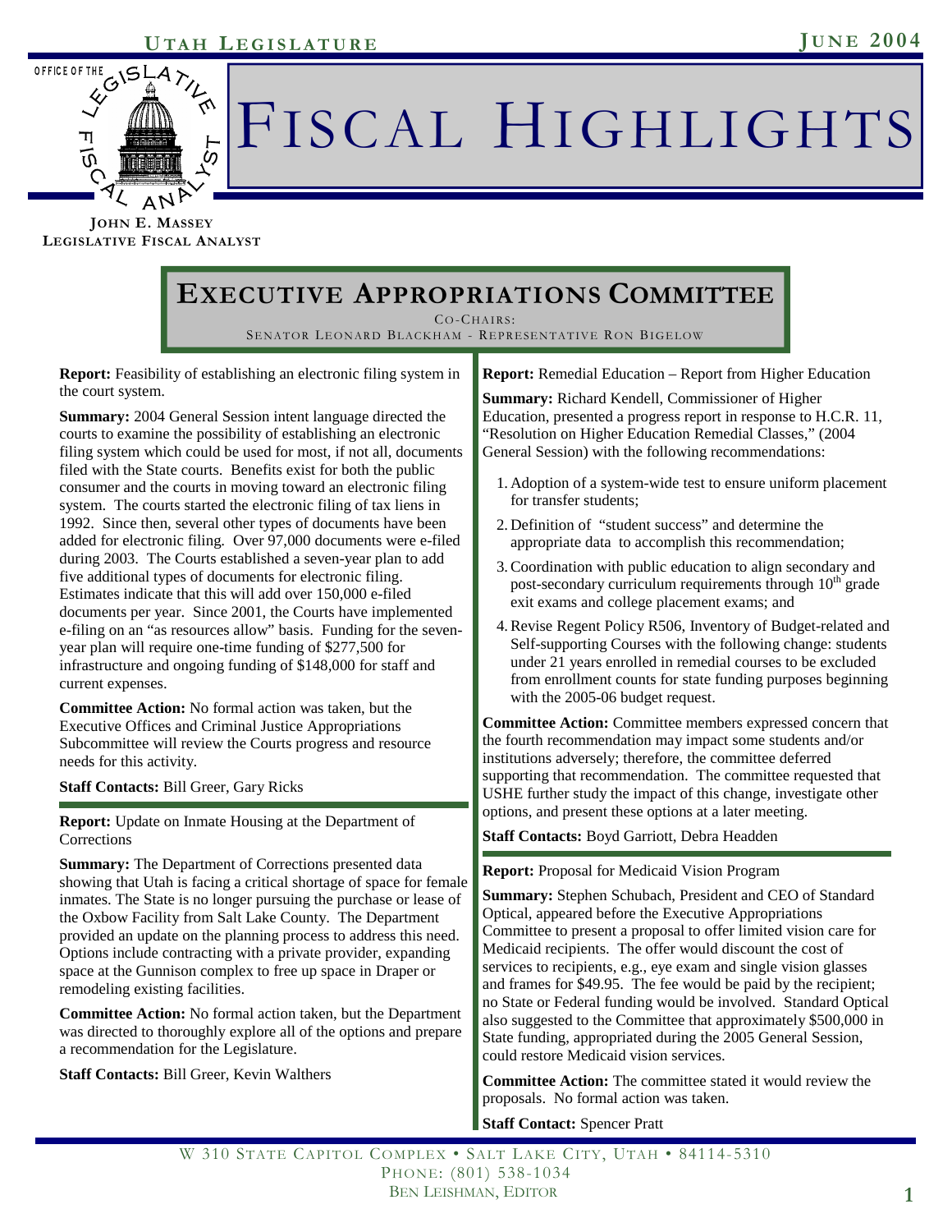# Fiscal Highlights

**Utah Legislature** — **June 2004**

Office of the Legislative Fiscal Analyst

**John E. Massey**
**Legislative Fiscal Analyst**

## Executive Appropriations Committee

Co-Chairs:
Senator Leonard Blackham - Representative Ron Bigelow

**Report:** Feasibility of establishing an electronic filing system in the court system.

**Summary:** 2004 General Session intent language directed the courts to examine the possibility of establishing an electronic filing system which could be used for most, if not all, documents filed with the State courts. Benefits exist for both the public consumer and the courts in moving toward an electronic filing system. The courts started the electronic filing of tax liens in 1992. Since then, several other types of documents have been added for electronic filing. Over 97,000 documents were e-filed during 2003. The Courts established a seven-year plan to add five additional types of documents for electronic filing. Estimates indicate that this will add over 150,000 e-filed documents per year. Since 2001, the Courts have implemented e-filing on an "as resources allow" basis. Funding for the seven-year plan will require one-time funding of $277,500 for infrastructure and ongoing funding of $148,000 for staff and current expenses.

**Committee Action:** No formal action was taken, but the Executive Offices and Criminal Justice Appropriations Subcommittee will review the Courts progress and resource needs for this activity.

**Staff Contacts:** Bill Greer, Gary Ricks

**Report:** Update on Inmate Housing at the Department of Corrections

**Summary:** The Department of Corrections presented data showing that Utah is facing a critical shortage of space for female inmates. The State is no longer pursuing the purchase or lease of the Oxbow Facility from Salt Lake County. The Department provided an update on the planning process to address this need. Options include contracting with a private provider, expanding space at the Gunnison complex to free up space in Draper or remodeling existing facilities.

**Committee Action:** No formal action taken, but the Department was directed to thoroughly explore all of the options and prepare a recommendation for the Legislature.

**Staff Contacts:** Bill Greer, Kevin Walthers

**Report:** Remedial Education – Report from Higher Education

**Summary:** Richard Kendell, Commissioner of Higher Education, presented a progress report in response to H.C.R. 11, "Resolution on Higher Education Remedial Classes," (2004 General Session) with the following recommendations:

1. Adoption of a system-wide test to ensure uniform placement for transfer students;
2. Definition of "student success" and determine the appropriate data to accomplish this recommendation;
3. Coordination with public education to align secondary and post-secondary curriculum requirements through 10th grade exit exams and college placement exams; and
4. Revise Regent Policy R506, Inventory of Budget-related and Self-supporting Courses with the following change: students under 21 years enrolled in remedial courses to be excluded from enrollment counts for state funding purposes beginning with the 2005-06 budget request.

**Committee Action:** Committee members expressed concern that the fourth recommendation may impact some students and/or institutions adversely; therefore, the committee deferred supporting that recommendation. The committee requested that USHE further study the impact of this change, investigate other options, and present these options at a later meeting.

**Staff Contacts:** Boyd Garriott, Debra Headden

**Report:** Proposal for Medicaid Vision Program

**Summary:** Stephen Schubach, President and CEO of Standard Optical, appeared before the Executive Appropriations Committee to present a proposal to offer limited vision care for Medicaid recipients. The offer would discount the cost of services to recipients, e.g., eye exam and single vision glasses and frames for $49.95. The fee would be paid by the recipient; no State or Federal funding would be involved. Standard Optical also suggested to the Committee that approximately $500,000 in State funding, appropriated during the 2005 General Session, could restore Medicaid vision services.

**Committee Action:** The committee stated it would review the proposals. No formal action was taken.

**Staff Contact:** Spencer Pratt

W 310 State Capitol Complex • Salt Lake City, Utah • 84114-5310
Phone: (801) 538-1034
Ben Leishman, Editor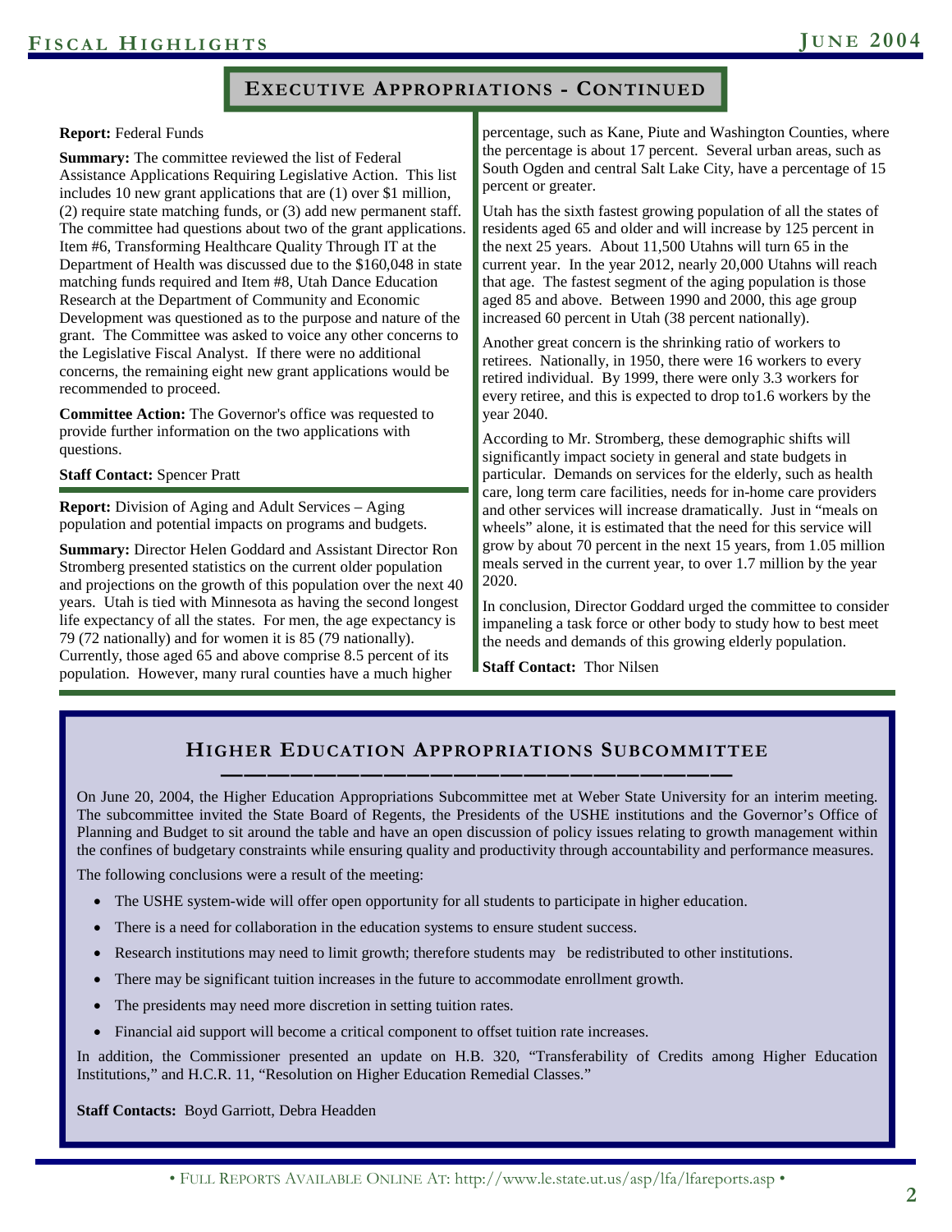## Executive Appropriations - Continued

**Report:** Federal Funds

**Summary:** The committee reviewed the list of Federal Assistance Applications Requiring Legislative Action. This list includes 10 new grant applications that are (1) over $1 million, (2) require state matching funds, or (3) add new permanent staff. The committee had questions about two of the grant applications. Item #6, Transforming Healthcare Quality Through IT at the Department of Health was discussed due to the $160,048 in state matching funds required and Item #8, Utah Dance Education Research at the Department of Community and Economic Development was questioned as to the purpose and nature of the grant. The Committee was asked to voice any other concerns to the Legislative Fiscal Analyst. If there were no additional concerns, the remaining eight new grant applications would be recommended to proceed.

**Committee Action:** The Governor's office was requested to provide further information on the two applications with questions.

**Staff Contact:** Spencer Pratt

**Report:** Division of Aging and Adult Services – Aging population and potential impacts on programs and budgets.

**Summary:** Director Helen Goddard and Assistant Director Ron Stromberg presented statistics on the current older population and projections on the growth of this population over the next 40 years. Utah is tied with Minnesota as having the second longest life expectancy of all the states. For men, the age expectancy is 79 (72 nationally) and for women it is 85 (79 nationally). Currently, those aged 65 and above comprise 8.5 percent of its population. However, many rural counties have a much higher percentage, such as Kane, Piute and Washington Counties, where the percentage is about 17 percent. Several urban areas, such as South Ogden and central Salt Lake City, have a percentage of 15 percent or greater.

Utah has the sixth fastest growing population of all the states of residents aged 65 and older and will increase by 125 percent in the next 25 years. About 11,500 Utahns will turn 65 in the current year. In the year 2012, nearly 20,000 Utahns will reach that age. The fastest segment of the aging population is those aged 85 and above. Between 1990 and 2000, this age group increased 60 percent in Utah (38 percent nationally).

Another great concern is the shrinking ratio of workers to retirees. Nationally, in 1950, there were 16 workers to every retired individual. By 1999, there were only 3.3 workers for every retiree, and this is expected to drop to1.6 workers by the year 2040.

According to Mr. Stromberg, these demographic shifts will significantly impact society in general and state budgets in particular. Demands on services for the elderly, such as health care, long term care facilities, needs for in-home care providers and other services will increase dramatically. Just in "meals on wheels" alone, it is estimated that the need for this service will grow by about 70 percent in the next 15 years, from 1.05 million meals served in the current year, to over 1.7 million by the year 2020.

In conclusion, Director Goddard urged the committee to consider impaneling a task force or other body to study how to best meet the needs and demands of this growing elderly population.

**Staff Contact:** Thor Nilsen

## Higher Education Appropriations Subcommittee

On June 20, 2004, the Higher Education Appropriations Subcommittee met at Weber State University for an interim meeting. The subcommittee invited the State Board of Regents, the Presidents of the USHE institutions and the Governor's Office of Planning and Budget to sit around the table and have an open discussion of policy issues relating to growth management within the confines of budgetary constraints while ensuring quality and productivity through accountability and performance measures.

The following conclusions were a result of the meeting:

- The USHE system-wide will offer open opportunity for all students to participate in higher education.
- There is a need for collaboration in the education systems to ensure student success.
- Research institutions may need to limit growth; therefore students may be redistributed to other institutions.
- There may be significant tuition increases in the future to accommodate enrollment growth.
- The presidents may need more discretion in setting tuition rates.
- Financial aid support will become a critical component to offset tuition rate increases.

In addition, the Commissioner presented an update on H.B. 320, "Transferability of Credits among Higher Education Institutions," and H.C.R. 11, "Resolution on Higher Education Remedial Classes."

**Staff Contacts:** Boyd Garriott, Debra Headden

• Full Reports Available Online At: http://www.le.state.ut.us/asp/lfa/lfareports.asp •